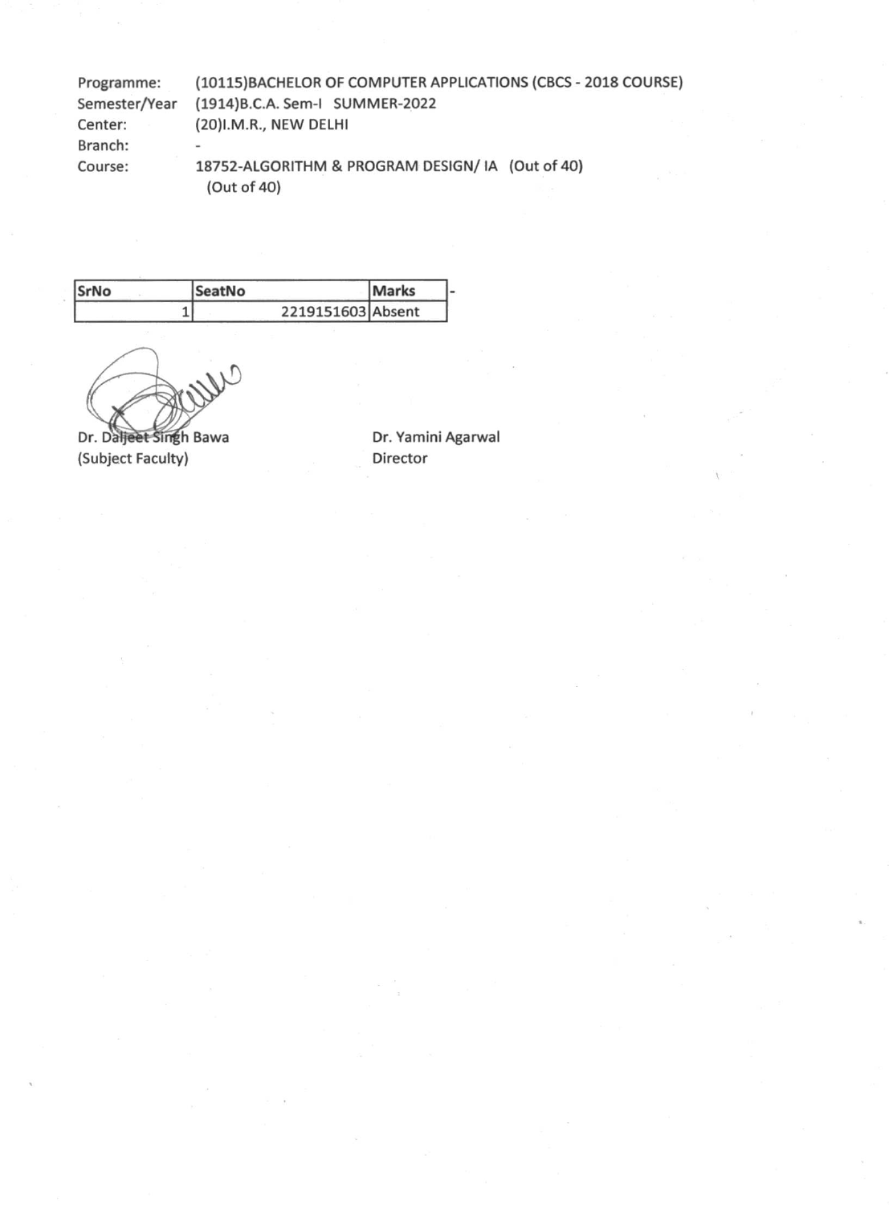Programme: (10115)BACHELOR OF COMPUTER APPLICATIONS (CBCS - 2018 COURSE)
Semester/Year (1914)B.C.A. Sem-I SUMMER-2022
Center: (20)I.M.R., NEW DELHI
Branch: -
Course: 18752-ALGORITHM & PROGRAM DESIGN/ IA (Out of 40)
(Out of 40)

| SrNo | SeatNo | Marks | - |
| --- | --- | --- | --- |
| 1 | 2219151603 | Absent | |

Dr. Daljeet Singh Bawa
(Subject Faculty)

Dr. Yamini Agarwal
Director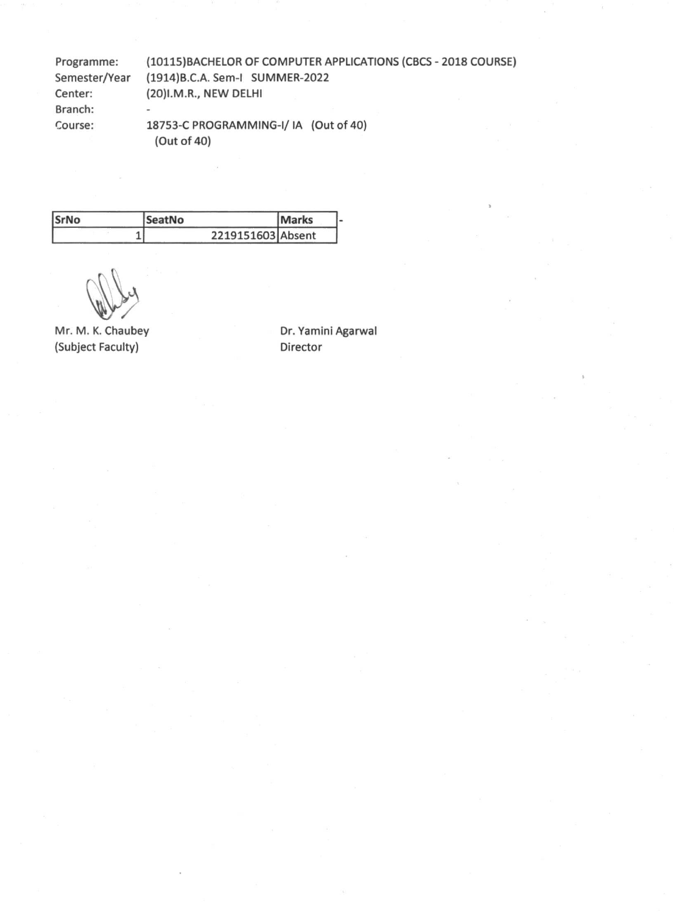Programme: (10115)BACHELOR OF COMPUTER APPLICATIONS (CBCS - 2018 COURSE)
Semester/Year (1914)B.C.A. Sem-I SUMMER-2022
Center: (20)I.M.R., NEW DELHI
Branch: -
Course: 18753-C PROGRAMMING-I/ IA (Out of 40)
(Out of 40)

| SrNo | SeatNo | Marks | - |
|---|---|---|---|
| 1 | 2219151603 | Absent | |

Mr. M. K. Chaubey
(Subject Faculty)

Dr. Yamini Agarwal
Director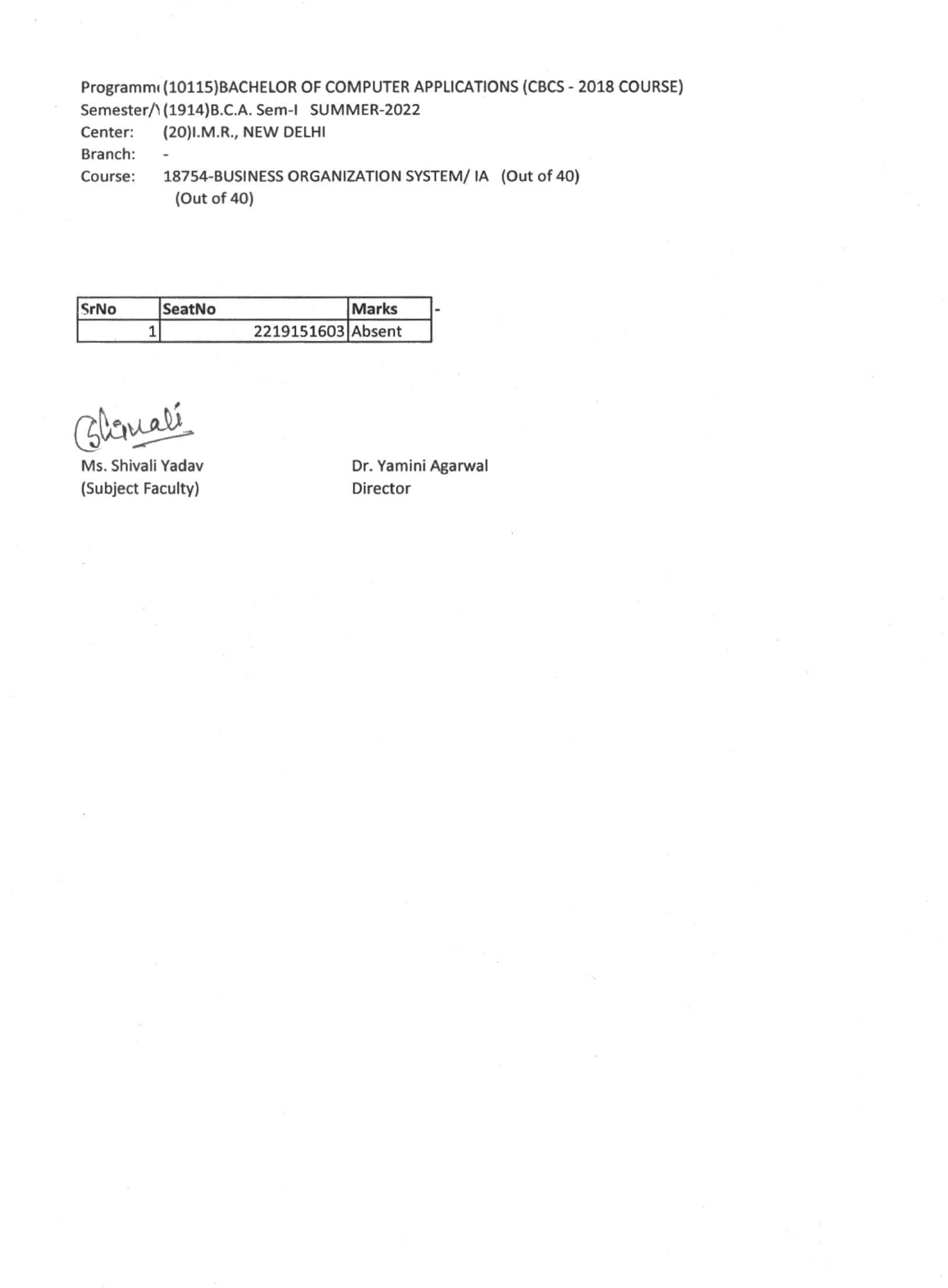Programm( (10115)BACHELOR OF COMPUTER APPLICATIONS (CBCS - 2018 COURSE)
Semester/\ (1914)B.C.A. Sem-I SUMMER-2022
Center: (20)I.M.R., NEW DELHI
Branch: -
Course: 18754-BUSINESS ORGANIZATION SYSTEM/ IA (Out of 40)
(Out of 40)

| SrNo | SeatNo | Marks | - |
|---|---|---|---|
| 1 | 2219151603 | Absent | |

Ms. Shivali Yadav
(Subject Faculty)

Dr. Yamini Agarwal
Director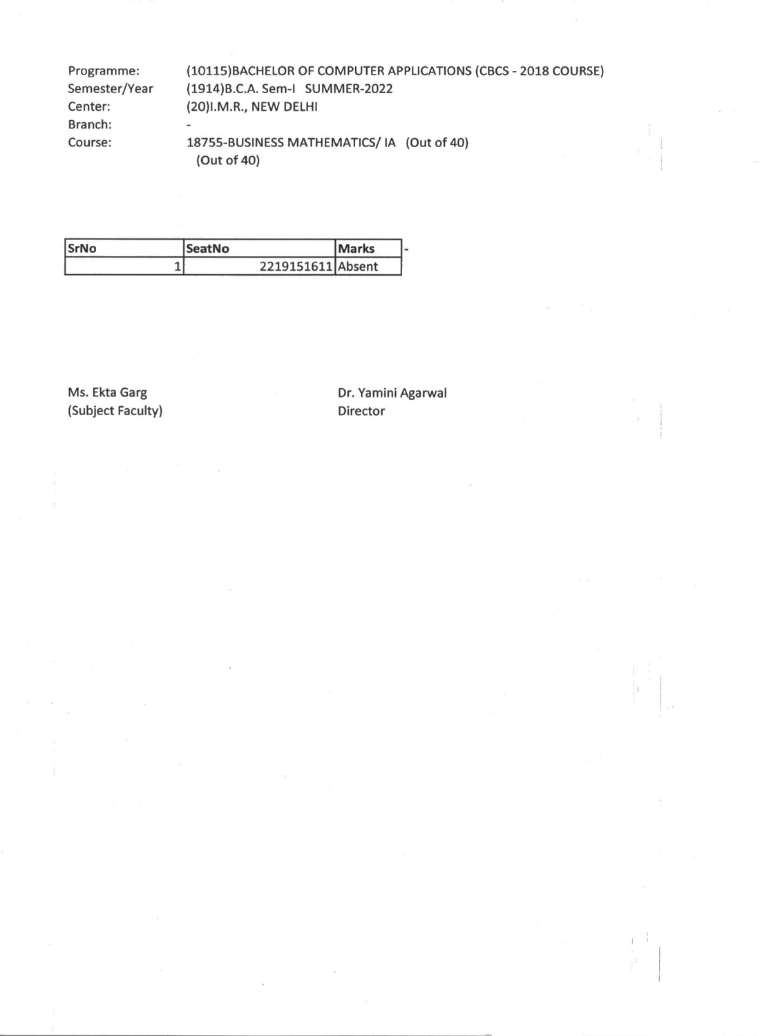Programme: (10115)BACHELOR OF COMPUTER APPLICATIONS (CBCS - 2018 COURSE)
Semester/Year (1914)B.C.A. Sem-I SUMMER-2022
Center: (20)I.M.R., NEW DELHI
Branch: -
Course: 18755-BUSINESS MATHEMATICS/ IA (Out of 40)
(Out of 40)

| SrNo | SeatNo | Marks | - |
|---|---|---|---|
| 1 | 2219151611 | Absent | |

Ms. Ekta Garg
(Subject Faculty)

Dr. Yamini Agarwal
Director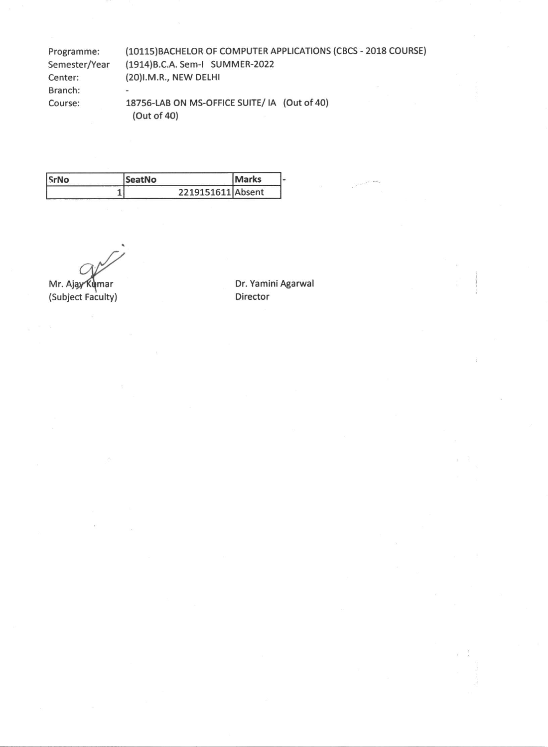Programme: (10115)BACHELOR OF COMPUTER APPLICATIONS (CBCS - 2018 COURSE)
Semester/Year (1914)B.C.A. Sem-I SUMMER-2022
Center: (20)I.M.R., NEW DELHI
Branch: -
Course: 18756-LAB ON MS-OFFICE SUITE/ IA (Out of 40)
(Out of 40)

| SrNo | SeatNo | Marks |
|---|---|---|
| 1 | 2219151611 | Absent |

Mr. Ajay Kumar
(Subject Faculty)

Dr. Yamini Agarwal
Director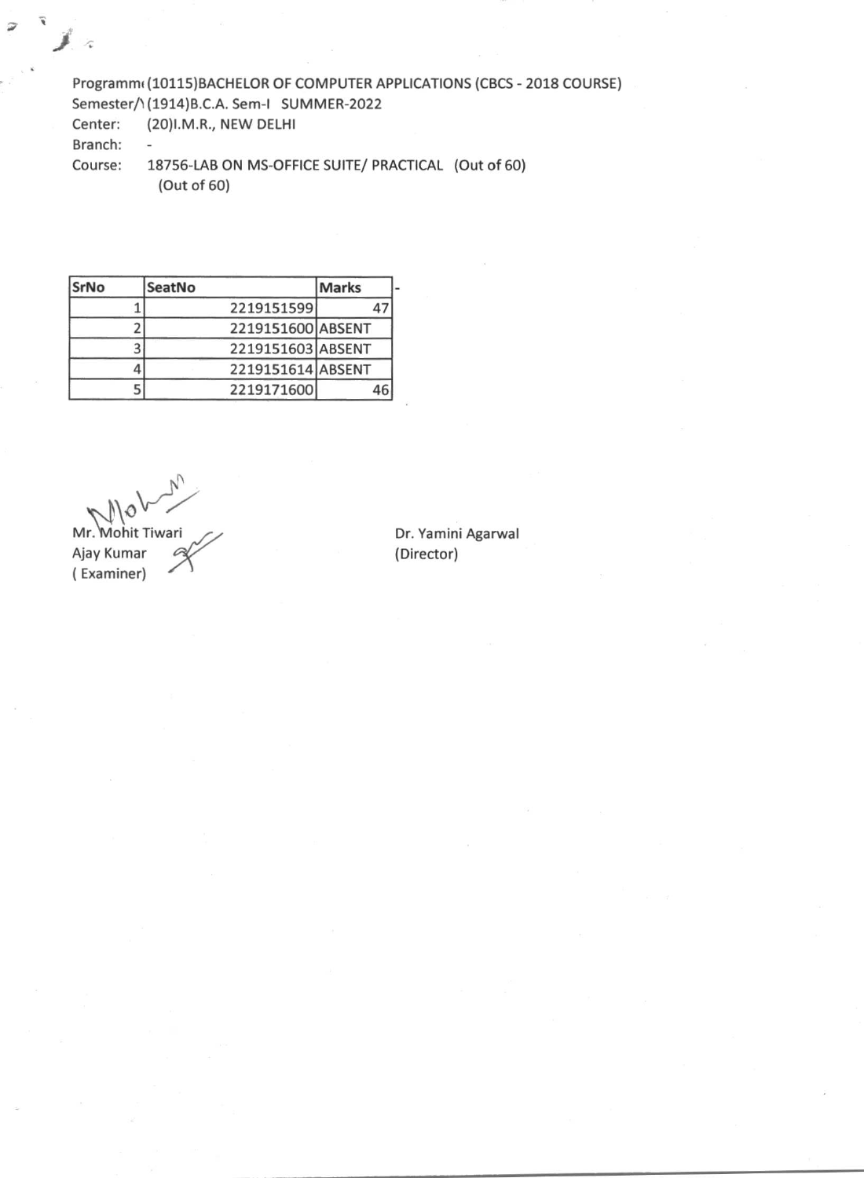Programm( (10115)BACHELOR OF COMPUTER APPLICATIONS (CBCS - 2018 COURSE)
Semester/\ (1914)B.C.A. Sem-I SUMMER-2022
Center: (20)I.M.R., NEW DELHI
Branch: -
Course: 18756-LAB ON MS-OFFICE SUITE/ PRACTICAL (Out of 60)
(Out of 60)

| SrNo | SeatNo | Marks |
|---|---|---|
| 1 | 2219151599 | 47 |
| 2 | 2219151600 | ABSENT |
| 3 | 2219151603 | ABSENT |
| 4 | 2219151614 | ABSENT |
| 5 | 2219171600 | 46 |

Mr. Mohit Tiwari
Ajay Kumar
( Examiner)

Dr. Yamini Agarwal
(Director)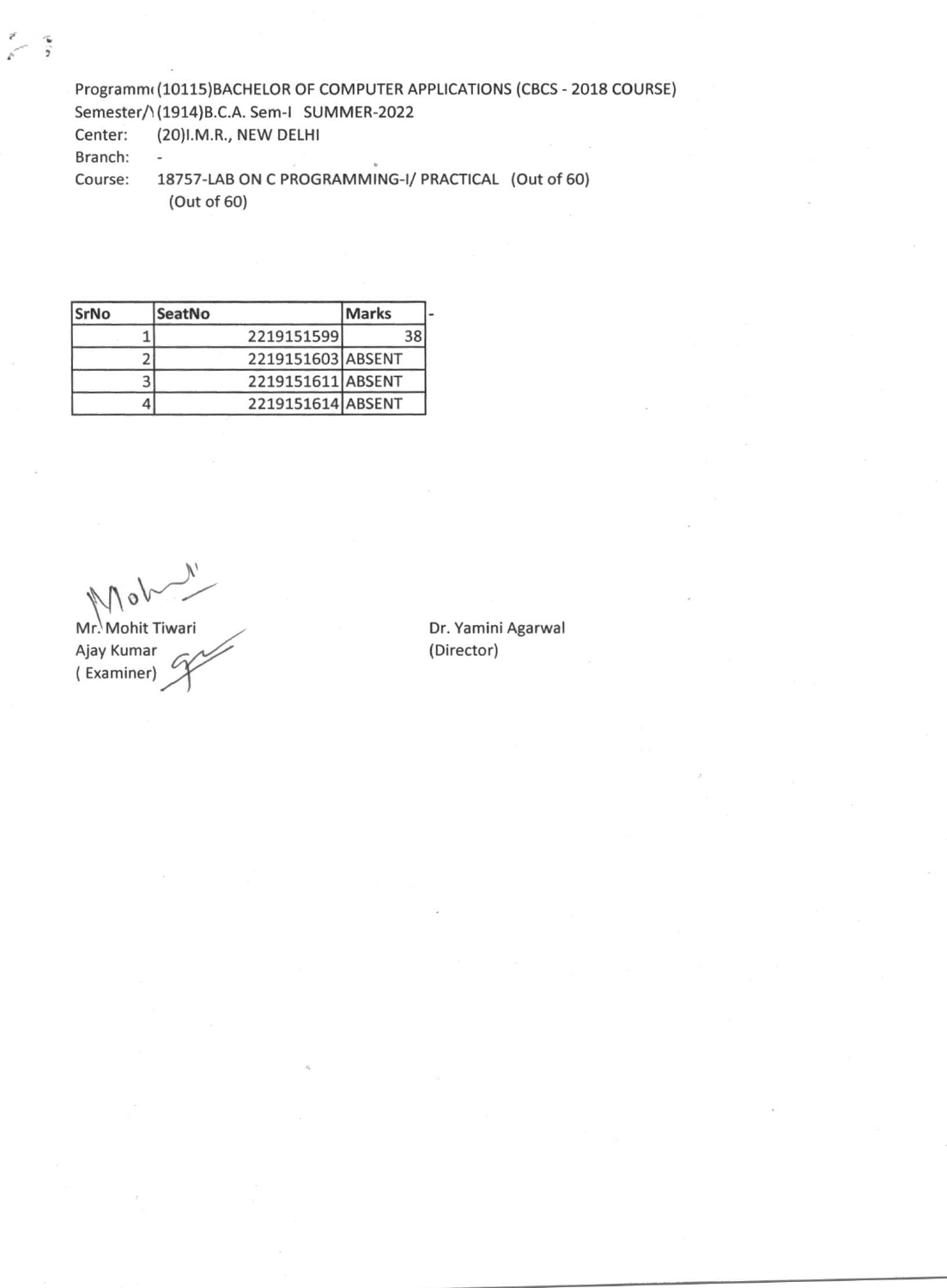Programm( (10115)BACHELOR OF COMPUTER APPLICATIONS (CBCS - 2018 COURSE)
Semester/\ (1914)B.C.A. Sem-I SUMMER-2022
Center: (20)I.M.R., NEW DELHI
Branch: -
Course: 18757-LAB ON C PROGRAMMING-I/ PRACTICAL (Out of 60)
(Out of 60)

| SrNo | SeatNo | Marks |
|---|---|---|
| 1 | 2219151599 | 38 |
| 2 | 2219151603 | ABSENT |
| 3 | 2219151611 | ABSENT |
| 4 | 2219151614 | ABSENT |

Mr. Mohit Tiwari
Ajay Kumar
( Examiner)

Dr. Yamini Agarwal
(Director)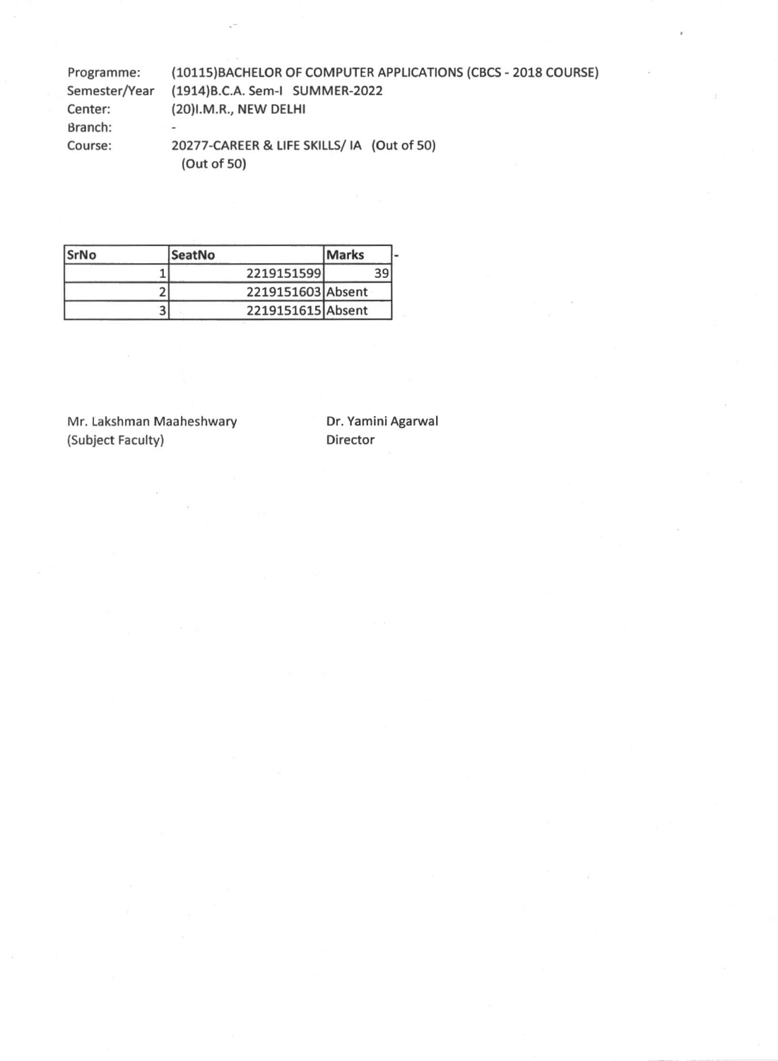Programme: (10115)BACHELOR OF COMPUTER APPLICATIONS (CBCS - 2018 COURSE)
Semester/Year (1914)B.C.A. Sem-I SUMMER-2022
Center: (20)I.M.R., NEW DELHI
Branch: -
Course: 20277-CAREER & LIFE SKILLS/ IA (Out of 50)
(Out of 50)

| SrNo | SeatNo | Marks |
|---|---|---|
| 1 | 2219151599 | 39 |
| 2 | 2219151603 | Absent |
| 3 | 2219151615 | Absent |

Mr. Lakshman Maaheshwary
(Subject Faculty)

Dr. Yamini Agarwal
Director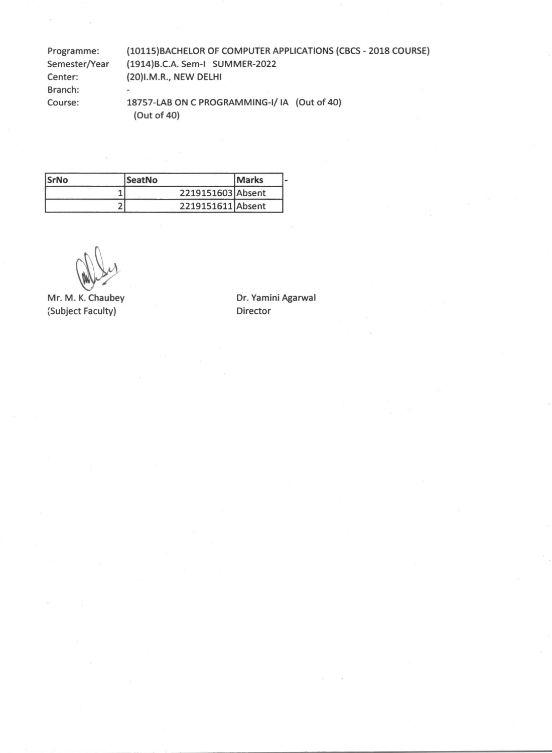Programme: (10115)BACHELOR OF COMPUTER APPLICATIONS (CBCS - 2018 COURSE)
Semester/Year (1914)B.C.A. Sem-I SUMMER-2022
Center: (20)I.M.R., NEW DELHI
Branch: -
Course: 18757-LAB ON C PROGRAMMING-I/ IA (Out of 40)
(Out of 40)

| SrNo | SeatNo | Marks | - |
|---|---|---|---|
| 1 | 2219151603 | Absent | |
| 2 | 2219151611 | Absent | |

Mr. M. K. Chaubey
(Subject Faculty)

Dr. Yamini Agarwal
Director